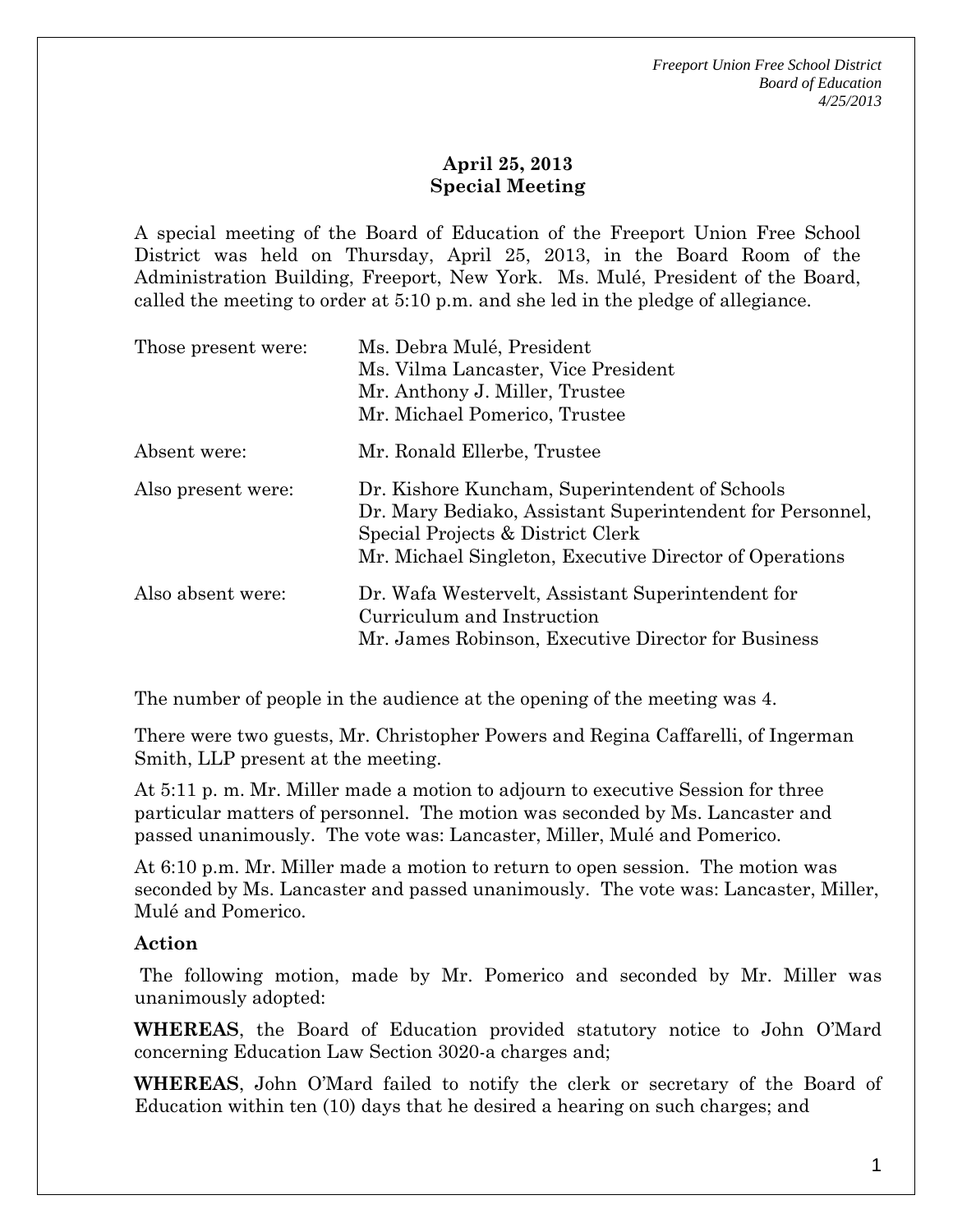**April 25, 2013**
**Special Meeting**

A special meeting of the Board of Education of the Freeport Union Free School District was held on Thursday, April 25, 2013, in the Board Room of the Administration Building, Freeport, New York. Ms. Mulé, President of the Board, called the meeting to order at 5:10 p.m. and she led in the pledge of allegiance.

| | |
|---|---|
| Those present were: | Ms. Debra Mulé, President<br>Ms. Vilma Lancaster, Vice President<br>Mr. Anthony J. Miller, Trustee<br>Mr. Michael Pomerico, Trustee |
| Absent were: | Mr. Ronald Ellerbe, Trustee |
| Also present were: | Dr. Kishore Kuncham, Superintendent of Schools<br>Dr. Mary Bediako, Assistant Superintendent for Personnel, Special Projects & District Clerk<br>Mr. Michael Singleton, Executive Director of Operations |
| Also absent were: | Dr. Wafa Westervelt, Assistant Superintendent for Curriculum and Instruction<br>Mr. James Robinson, Executive Director for Business |

The number of people in the audience at the opening of the meeting was 4.

There were two guests, Mr. Christopher Powers and Regina Caffarelli, of Ingerman Smith, LLP present at the meeting.

At 5:11 p. m. Mr. Miller made a motion to adjourn to executive Session for three particular matters of personnel. The motion was seconded by Ms. Lancaster and passed unanimously. The vote was: Lancaster, Miller, Mulé and Pomerico.

At 6:10 p.m. Mr. Miller made a motion to return to open session. The motion was seconded by Ms. Lancaster and passed unanimously. The vote was: Lancaster, Miller, Mulé and Pomerico.

**Action**

The following motion, made by Mr. Pomerico and seconded by Mr. Miller was unanimously adopted:

**WHEREAS**, the Board of Education provided statutory notice to John O'Mard concerning Education Law Section 3020-a charges and;

**WHEREAS**, John O'Mard failed to notify the clerk or secretary of the Board of Education within ten (10) days that he desired a hearing on such charges; and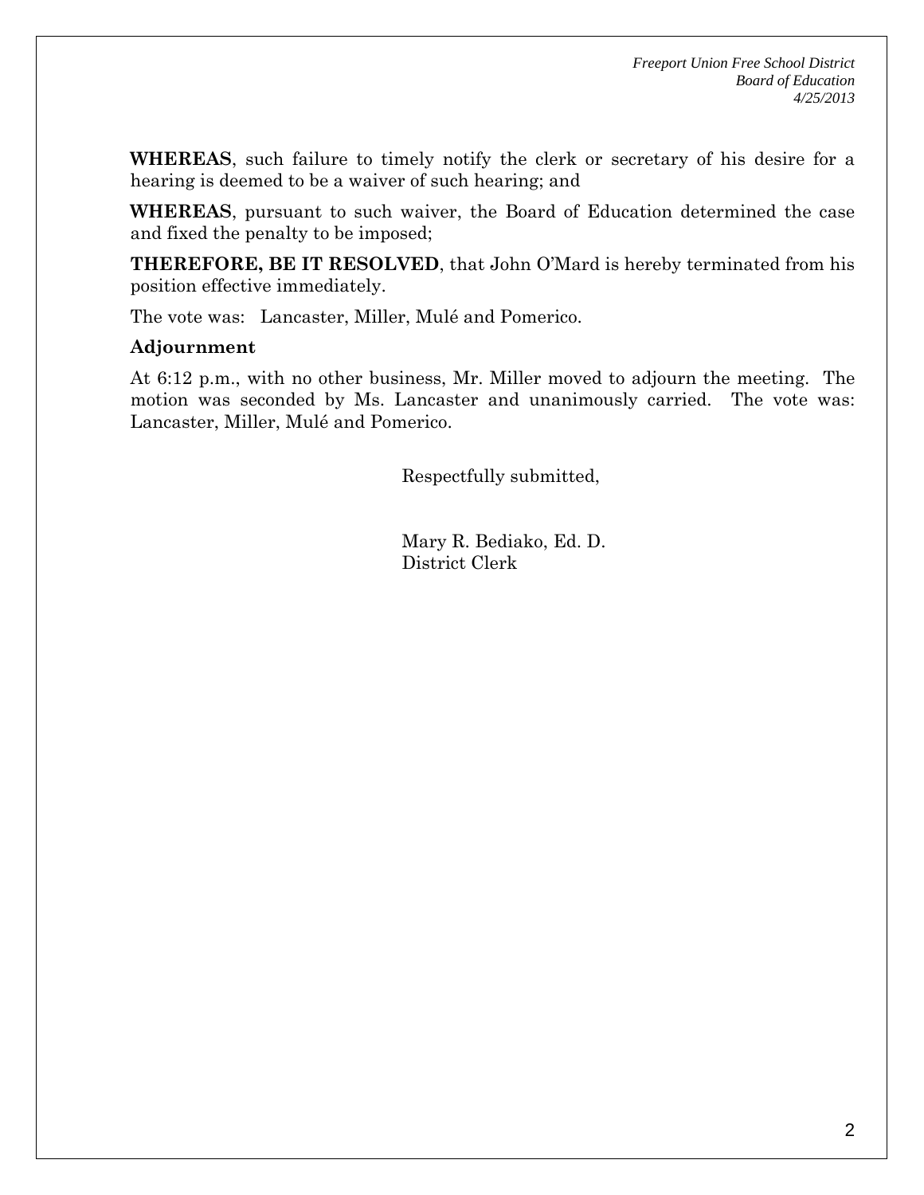**WHEREAS**, such failure to timely notify the clerk or secretary of his desire for a hearing is deemed to be a waiver of such hearing; and

**WHEREAS**, pursuant to such waiver, the Board of Education determined the case and fixed the penalty to be imposed;

**THEREFORE, BE IT RESOLVED**, that John O'Mard is hereby terminated from his position effective immediately.

The vote was: Lancaster, Miller, Mulé and Pomerico.

**Adjournment**

At 6:12 p.m., with no other business, Mr. Miller moved to adjourn the meeting. The motion was seconded by Ms. Lancaster and unanimously carried. The vote was: Lancaster, Miller, Mulé and Pomerico.

Respectfully submitted,

Mary R. Bediako, Ed. D.
District Clerk